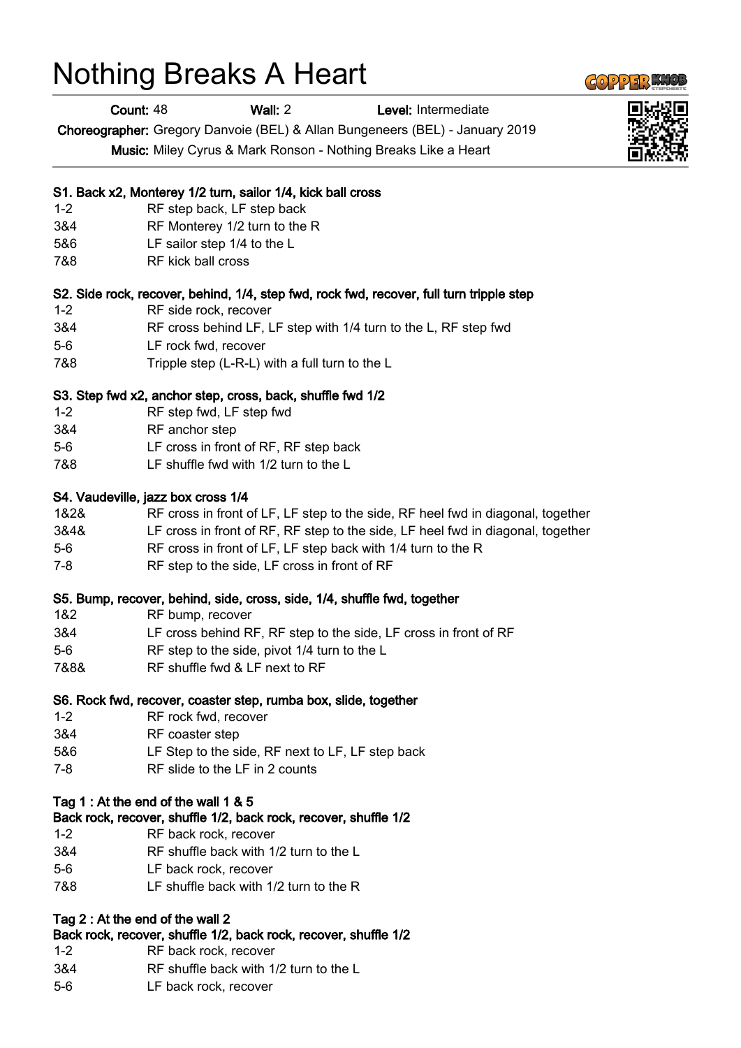# Nothing Breaks A Heart

**Count:** 48 **Wall:** 2 **Level:** Intermediate

**Choreographer:** Gregory Danvoie (BEL) & Allan Bungeneers (BEL) - January 2019

**Music:** Miley Cyrus & Mark Ronson - Nothing Breaks Like a Heart

### S1. Back x2, Monterey 1/2 turn, sailor 1/4, kick ball cross

| | |
|---|---|
| 1-2 | RF step back, LF step back |
| 3&4 | RF Monterey 1/2 turn to the R |
| 5&6 | LF sailor step 1/4 to the L |
| 7&8 | RF kick ball cross |

### S2. Side rock, recover, behind, 1/4, step fwd, rock fwd, recover, full turn tripple step

| | |
|---|---|
| 1-2 | RF side rock, recover |
| 3&4 | RF cross behind LF, LF step with 1/4 turn to the L, RF step fwd |
| 5-6 | LF rock fwd, recover |
| 7&8 | Tripple step (L-R-L) with a full turn to the L |

### S3. Step fwd x2, anchor step, cross, back, shuffle fwd 1/2

| | |
|---|---|
| 1-2 | RF step fwd, LF step fwd |
| 3&4 | RF anchor step |
| 5-6 | LF cross in front of RF, RF step back |
| 7&8 | LF shuffle fwd with 1/2 turn to the L |

### S4. Vaudeville, jazz box cross 1/4

| | |
|---|---|
| 1&2& | RF cross in front of LF, LF step to the side, RF heel fwd in diagonal, together |
| 3&4& | LF cross in front of RF, RF step to the side, LF heel fwd in diagonal, together |
| 5-6 | RF cross in front of LF, LF step back with 1/4 turn to the R |
| 7-8 | RF step to the side, LF cross in front of RF |

### S5. Bump, recover, behind, side, cross, side, 1/4, shuffle fwd, together

| | |
|---|---|
| 1&2 | RF bump, recover |
| 3&4 | LF cross behind RF, RF step to the side, LF cross in front of RF |
| 5-6 | RF step to the side, pivot 1/4 turn to the L |
| 7&8& | RF shuffle fwd & LF next to RF |

### S6. Rock fwd, recover, coaster step, rumba box, slide, together

| | |
|---|---|
| 1-2 | RF rock fwd, recover |
| 3&4 | RF coaster step |
| 5&6 | LF Step to the side, RF next to LF, LF step back |
| 7-8 | RF slide to the LF in 2 counts |

### Tag 1 : At the end of the wall 1 & 5
### Back rock, recover, shuffle 1/2, back rock, recover, shuffle 1/2

| | |
|---|---|
| 1-2 | RF back rock, recover |
| 3&4 | RF shuffle back with 1/2 turn to the L |
| 5-6 | LF back rock, recover |
| 7&8 | LF shuffle back with 1/2 turn to the R |

### Tag 2 : At the end of the wall 2
### Back rock, recover, shuffle 1/2, back rock, recover, shuffle 1/2

| | |
|---|---|
| 1-2 | RF back rock, recover |
| 3&4 | RF shuffle back with 1/2 turn to the L |
| 5-6 | LF back rock, recover |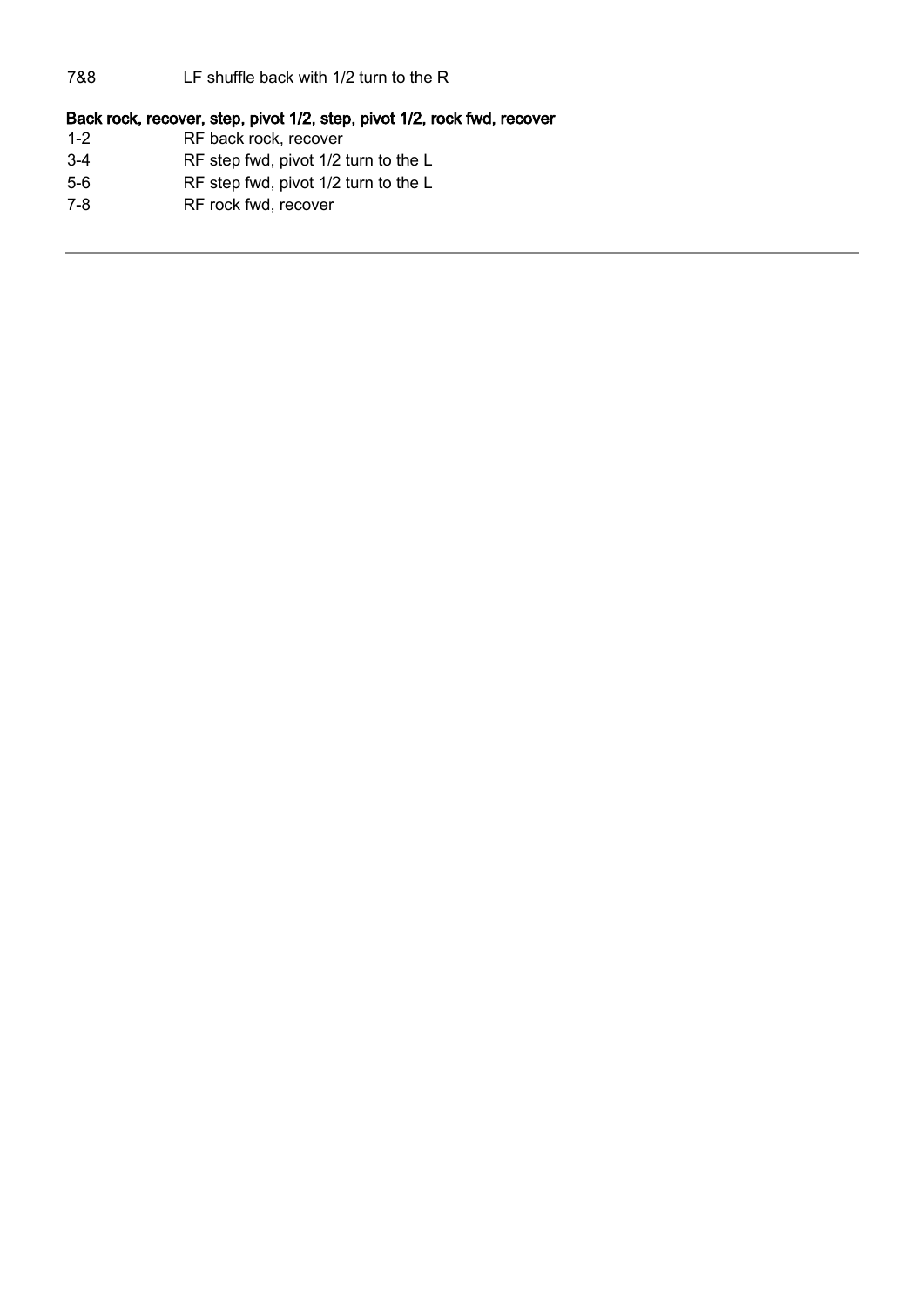7&8 LF shuffle back with 1/2 turn to the R

**Back rock, recover, step, pivot 1/2, step, pivot 1/2, rock fwd, recover**

1-2 RF back rock, recover
3-4 RF step fwd, pivot 1/2 turn to the L
5-6 RF step fwd, pivot 1/2 turn to the L
7-8 RF rock fwd, recover

---